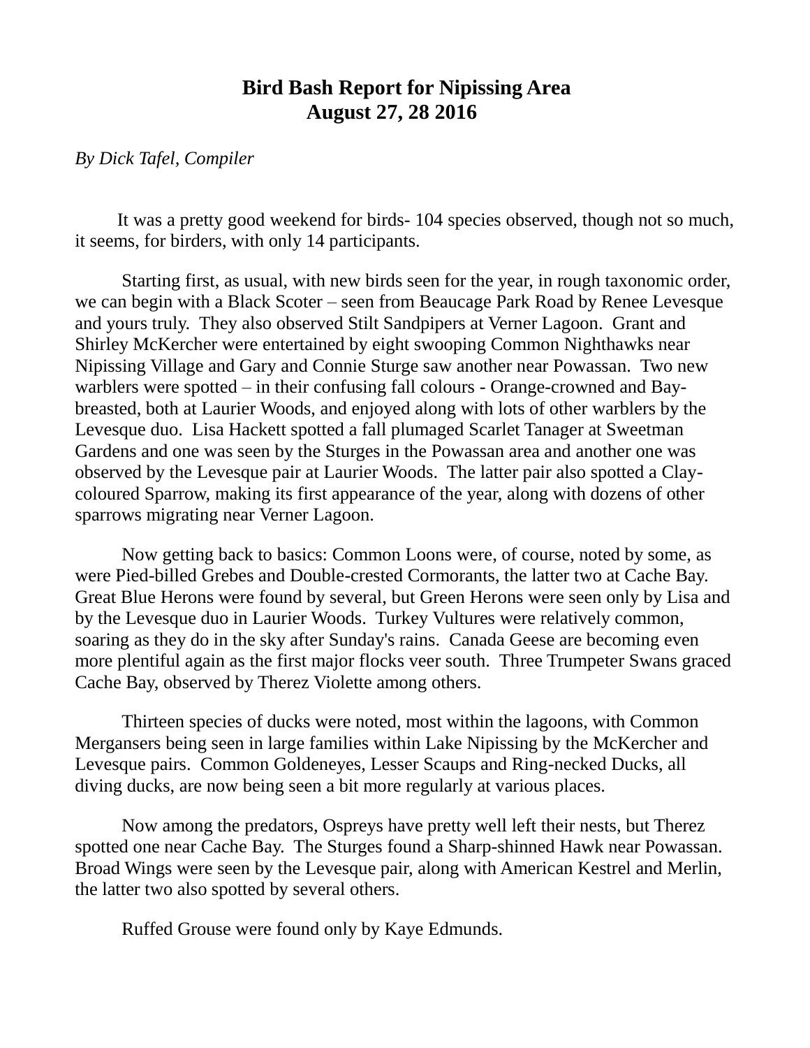# Bird Bash Report for Nipissing Area
# August 27, 28 2016

*By Dick Tafel, Compiler*

It was a pretty good weekend for birds- 104 species observed, though not so much, it seems, for birders, with only 14 participants.

Starting first, as usual, with new birds seen for the year, in rough taxonomic order, we can begin with a Black Scoter – seen from Beaucage Park Road by Renee Levesque and yours truly. They also observed Stilt Sandpipers at Verner Lagoon. Grant and Shirley McKercher were entertained by eight swooping Common Nighthawks near Nipissing Village and Gary and Connie Sturge saw another near Powassan. Two new warblers were spotted – in their confusing fall colours - Orange-crowned and Bay-breasted, both at Laurier Woods, and enjoyed along with lots of other warblers by the Levesque duo. Lisa Hackett spotted a fall plumaged Scarlet Tanager at Sweetman Gardens and one was seen by the Sturges in the Powassan area and another one was observed by the Levesque pair at Laurier Woods. The latter pair also spotted a Clay-coloured Sparrow, making its first appearance of the year, along with dozens of other sparrows migrating near Verner Lagoon.

Now getting back to basics: Common Loons were, of course, noted by some, as were Pied-billed Grebes and Double-crested Cormorants, the latter two at Cache Bay. Great Blue Herons were found by several, but Green Herons were seen only by Lisa and by the Levesque duo in Laurier Woods. Turkey Vultures were relatively common, soaring as they do in the sky after Sunday's rains. Canada Geese are becoming even more plentiful again as the first major flocks veer south. Three Trumpeter Swans graced Cache Bay, observed by Therez Violette among others.

Thirteen species of ducks were noted, most within the lagoons, with Common Mergansers being seen in large families within Lake Nipissing by the McKercher and Levesque pairs. Common Goldeneyes, Lesser Scaups and Ring-necked Ducks, all diving ducks, are now being seen a bit more regularly at various places.

Now among the predators, Ospreys have pretty well left their nests, but Therez spotted one near Cache Bay. The Sturges found a Sharp-shinned Hawk near Powassan. Broad Wings were seen by the Levesque pair, along with American Kestrel and Merlin, the latter two also spotted by several others.

Ruffed Grouse were found only by Kaye Edmunds.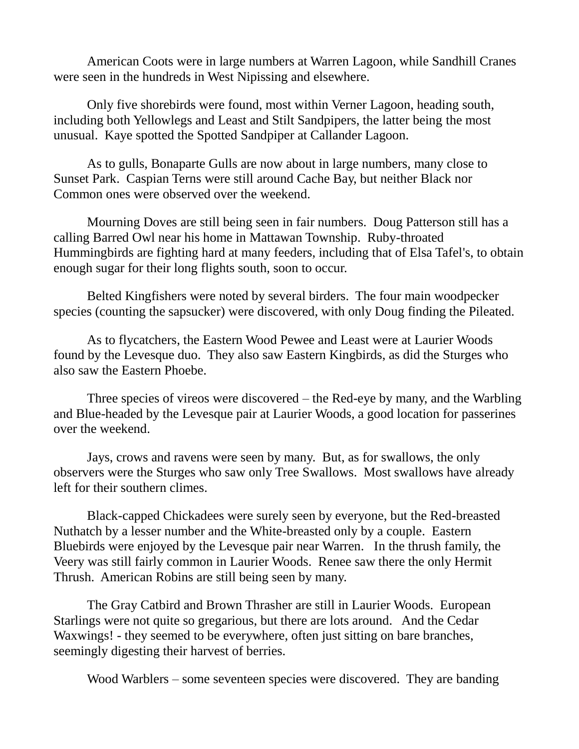American Coots were in large numbers at Warren Lagoon, while Sandhill Cranes were seen in the hundreds in West Nipissing and elsewhere.

Only five shorebirds were found, most within Verner Lagoon, heading south, including both Yellowlegs and Least and Stilt Sandpipers, the latter being the most unusual. Kaye spotted the Spotted Sandpiper at Callander Lagoon.

As to gulls, Bonaparte Gulls are now about in large numbers, many close to Sunset Park. Caspian Terns were still around Cache Bay, but neither Black nor Common ones were observed over the weekend.

Mourning Doves are still being seen in fair numbers. Doug Patterson still has a calling Barred Owl near his home in Mattawan Township. Ruby-throated Hummingbirds are fighting hard at many feeders, including that of Elsa Tafel's, to obtain enough sugar for their long flights south, soon to occur.

Belted Kingfishers were noted by several birders. The four main woodpecker species (counting the sapsucker) were discovered, with only Doug finding the Pileated.

As to flycatchers, the Eastern Wood Pewee and Least were at Laurier Woods found by the Levesque duo. They also saw Eastern Kingbirds, as did the Sturges who also saw the Eastern Phoebe.

Three species of vireos were discovered – the Red-eye by many, and the Warbling and Blue-headed by the Levesque pair at Laurier Woods, a good location for passerines over the weekend.

Jays, crows and ravens were seen by many. But, as for swallows, the only observers were the Sturges who saw only Tree Swallows. Most swallows have already left for their southern climes.

Black-capped Chickadees were surely seen by everyone, but the Red-breasted Nuthatch by a lesser number and the White-breasted only by a couple. Eastern Bluebirds were enjoyed by the Levesque pair near Warren. In the thrush family, the Veery was still fairly common in Laurier Woods. Renee saw there the only Hermit Thrush. American Robins are still being seen by many.

The Gray Catbird and Brown Thrasher are still in Laurier Woods. European Starlings were not quite so gregarious, but there are lots around. And the Cedar Waxwings! - they seemed to be everywhere, often just sitting on bare branches, seemingly digesting their harvest of berries.

Wood Warblers – some seventeen species were discovered. They are banding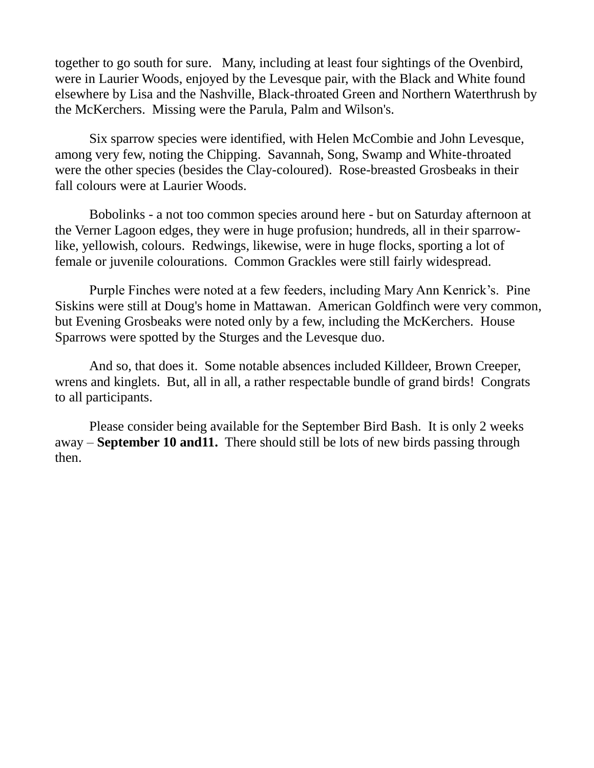together to go south for sure.   Many, including at least four sightings of the Ovenbird, were in Laurier Woods, enjoyed by the Levesque pair, with the Black and White found elsewhere by Lisa and the Nashville, Black-throated Green and Northern Waterthrush by the McKerchers.  Missing were the Parula, Palm and Wilson's.

Six sparrow species were identified, with Helen McCombie and John Levesque, among very few, noting the Chipping.  Savannah, Song, Swamp and White-throated were the other species (besides the Clay-coloured).  Rose-breasted Grosbeaks in their fall colours were at Laurier Woods.

Bobolinks - a not too common species around here - but on Saturday afternoon at the Verner Lagoon edges, they were in huge profusion; hundreds, all in their sparrow-like, yellowish, colours.  Redwings, likewise, were in huge flocks, sporting a lot of female or juvenile colourations.  Common Grackles were still fairly widespread.

Purple Finches were noted at a few feeders, including Mary Ann Kenrick's.  Pine Siskins were still at Doug's home in Mattawan.  American Goldfinch were very common, but Evening Grosbeaks were noted only by a few, including the McKerchers.  House Sparrows were spotted by the Sturges and the Levesque duo.

And so, that does it.  Some notable absences included Killdeer, Brown Creeper, wrens and kinglets.  But, all in all, a rather respectable bundle of grand birds!  Congrats to all participants.

Please consider being available for the September Bird Bash.  It is only 2 weeks away – **September 10 and11.**  There should still be lots of new birds passing through then.